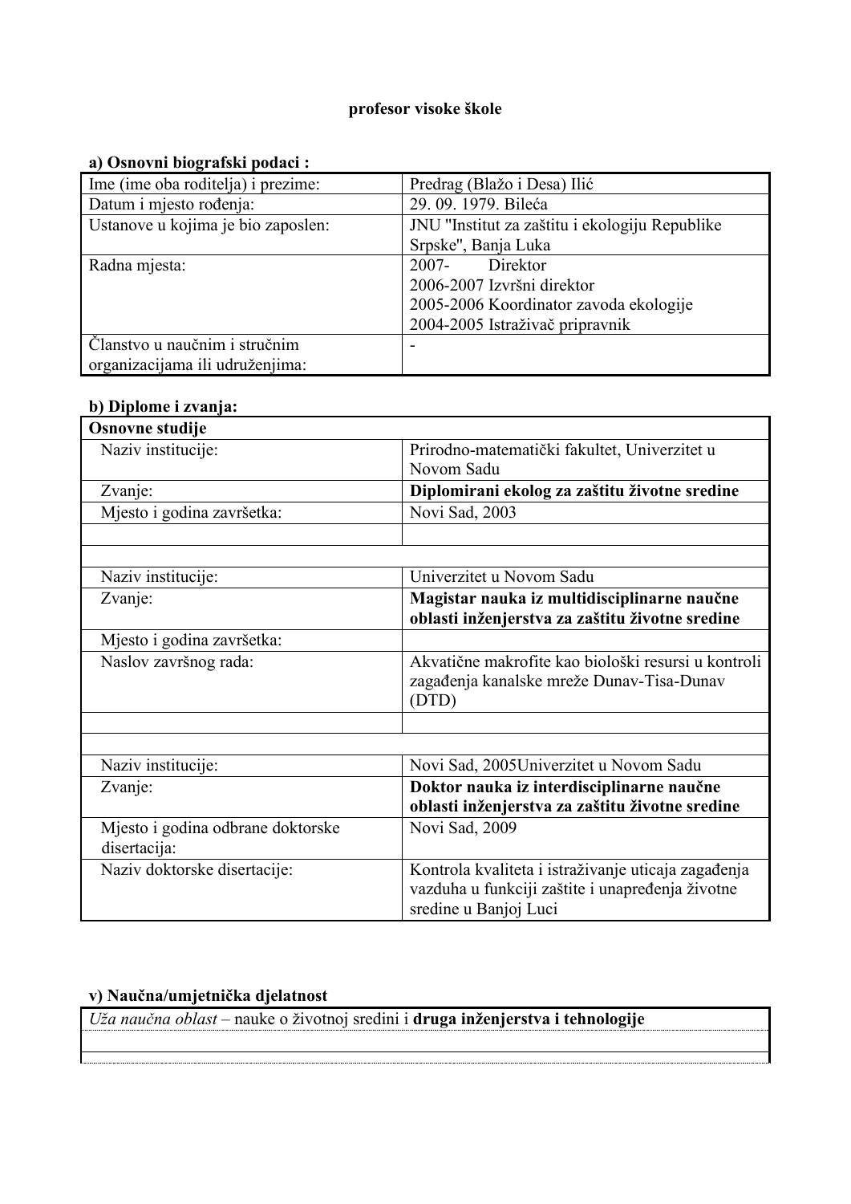**profesor visoke škole**

**a) Osnovni biografski podaci :**

| | |
|---|---|
| Ime (ime oba roditelja) i prezime: | Predrag (Blažo i Desa) Ilić |
| Datum i mjesto rođenja: | 29. 09. 1979. Bileća |
| Ustanove u kojima je bio zaposlen: | JNU "Institut za zaštitu i ekologiju Republike Srpske", Banja Luka |
| Radna mjesta: | 2007- Direktor<br>2006-2007 Izvršni direktor<br>2005-2006 Koordinator zavoda ekologije<br>2004-2005 Istraživač pripravnik |
| Članstvo u naučnim i stručnim organizacijama ili udruženjima: | - |

**b) Diplome i zvanja:**

| | |
|---|---|
| **Osnovne studije** | |
| Naziv institucije: | Prirodno-matematički fakultet, Univerzitet u Novom Sadu |
| Zvanje: | **Diplomirani ekolog za zaštitu životne sredine** |
| Mjesto i godina završetka: | Novi Sad, 2003 |
| | |
| | |
| Naziv institucije: | Univerzitet u Novom Sadu |
| Zvanje: | **Magistar nauka iz multidisciplinarne naučne oblasti inženjerstva za zaštitu životne sredine** |
| Mjesto i godina završetka: | |
| Naslov završnog rada: | Akvatične makrofite kao biološki resursi u kontroli zagađenja kanalske mreže Dunav-Tisa-Dunav (DTD) |
| | |
| | |
| Naziv institucije: | Novi Sad, 2005Univerzitet u Novom Sadu |
| Zvanje: | **Doktor nauka iz interdisciplinarne naučne oblasti inženjerstva za zaštitu životne sredine** |
| Mjesto i godina odbrane doktorske disertacija: | Novi Sad, 2009 |
| Naziv doktorske disertacije: | Kontrola kvaliteta i istraživanje uticaja zagađenja vazduha u funkciji zaštite i unapređenja životne sredine u Banjoj Luci |

**v) Naučna/umjetnička djelatnost**

| |
|---|
| *Uža naučna oblast* – nauke o životnoj sredini i **druga inženjerstva i tehnologije** |
| |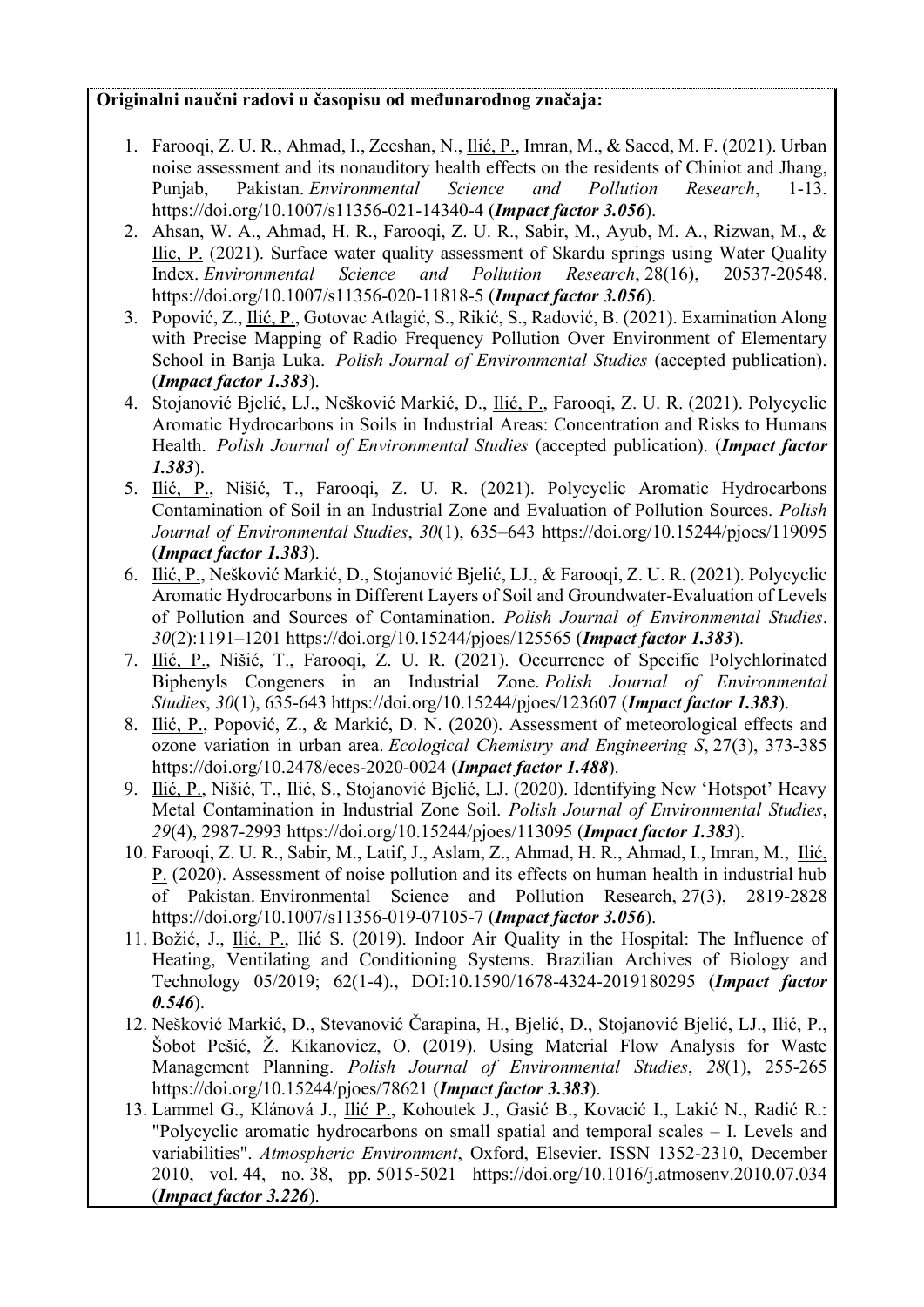**Originalni naučni radovi u časopisu od međunarodnog značaja:**

1. Farooqi, Z. U. R., Ahmad, I., Zeeshan, N., Ilić, P., Imran, M., & Saeed, M. F. (2021). Urban noise assessment and its nonauditory health effects on the residents of Chiniot and Jhang, Punjab, Pakistan. *Environmental Science and Pollution Research*, 1-13. https://doi.org/10.1007/s11356-021-14340-4 (***Impact factor 3.056***).
2. Ahsan, W. A., Ahmad, H. R., Farooqi, Z. U. R., Sabir, M., Ayub, M. A., Rizwan, M., & Ilic, P. (2021). Surface water quality assessment of Skardu springs using Water Quality Index. *Environmental Science and Pollution Research*, 28(16), 20537-20548. https://doi.org/10.1007/s11356-020-11818-5 (***Impact factor 3.056***).
3. Popović, Z., Ilić, P., Gotovac Atlagić, S., Rikić, S., Radović, B. (2021). Examination Along with Precise Mapping of Radio Frequency Pollution Over Environment of Elementary School in Banja Luka. *Polish Journal of Environmental Studies* (accepted publication). (***Impact factor 1.383***).
4. Stojanović Bjelić, LJ., Nešković Markić, D., Ilić, P., Farooqi, Z. U. R. (2021). Polycyclic Aromatic Hydrocarbons in Soils in Industrial Areas: Concentration and Risks to Humans Health. *Polish Journal of Environmental Studies* (accepted publication). (***Impact factor 1.383***).
5. Ilić, P., Nišić, T., Farooqi, Z. U. R. (2021). Polycyclic Aromatic Hydrocarbons Contamination of Soil in an Industrial Zone and Evaluation of Pollution Sources. *Polish Journal of Environmental Studies*, *30*(1), 635–643 https://doi.org/10.15244/pjoes/119095 (***Impact factor 1.383***).
6. Ilić, P., Nešković Markić, D., Stojanović Bjelić, LJ., & Farooqi, Z. U. R. (2021). Polycyclic Aromatic Hydrocarbons in Different Layers of Soil and Groundwater-Evaluation of Levels of Pollution and Sources of Contamination. *Polish Journal of Environmental Studies*. *30*(2):1191–1201 https://doi.org/10.15244/pjoes/125565 (***Impact factor 1.383***).
7. Ilić, P., Nišić, T., Farooqi, Z. U. R. (2021). Occurrence of Specific Polychlorinated Biphenyls Congeners in an Industrial Zone. *Polish Journal of Environmental Studies*, *30*(1), 635-643 https://doi.org/10.15244/pjoes/123607 (***Impact factor 1.383***).
8. Ilić, P., Popović, Z., & Markić, D. N. (2020). Assessment of meteorological effects and ozone variation in urban area. *Ecological Chemistry and Engineering S*, 27(3), 373-385 https://doi.org/10.2478/eces-2020-0024 (***Impact factor 1.488***).
9. Ilić, P., Nišić, T., Ilić, S., Stojanović Bjelić, LJ. (2020). Identifying New 'Hotspot' Heavy Metal Contamination in Industrial Zone Soil. *Polish Journal of Environmental Studies*, *29*(4), 2987-2993 https://doi.org/10.15244/pjoes/113095 (***Impact factor 1.383***).
10. Farooqi, Z. U. R., Sabir, M., Latif, J., Aslam, Z., Ahmad, H. R., Ahmad, I., Imran, M., Ilić, P. (2020). Assessment of noise pollution and its effects on human health in industrial hub of Pakistan. Environmental Science and Pollution Research, 27(3), 2819-2828 https://doi.org/10.1007/s11356-019-07105-7 (***Impact factor 3.056***).
11. Božić, J., Ilić, P., Ilić S. (2019). Indoor Air Quality in the Hospital: The Influence of Heating, Ventilating and Conditioning Systems. Brazilian Archives of Biology and Technology 05/2019; 62(1-4)., DOI:10.1590/1678-4324-2019180295 (***Impact factor 0.546***).
12. Nešković Markić, D., Stevanović Čarapina, H., Bjelić, D., Stojanović Bjelić, LJ., Ilić, P., Šobot Pešić, Ž. Kikanovicz, O. (2019). Using Material Flow Analysis for Waste Management Planning. *Polish Journal of Environmental Studies*, *28*(1), 255-265 https://doi.org/10.15244/pjoes/78621 (***Impact factor 3.383***).
13. Lammel G., Klánová J., Ilić P., Kohoutek J., Gasić B., Kovacić I., Lakić N., Radić R.: "Polycyclic aromatic hydrocarbons on small spatial and temporal scales – I. Levels and variabilities". *Atmospheric Environment*, Oxford, Elsevier. ISSN 1352-2310, December 2010, vol. 44, no. 38, pp. 5015-5021 https://doi.org/10.1016/j.atmosenv.2010.07.034 (***Impact factor 3.226***).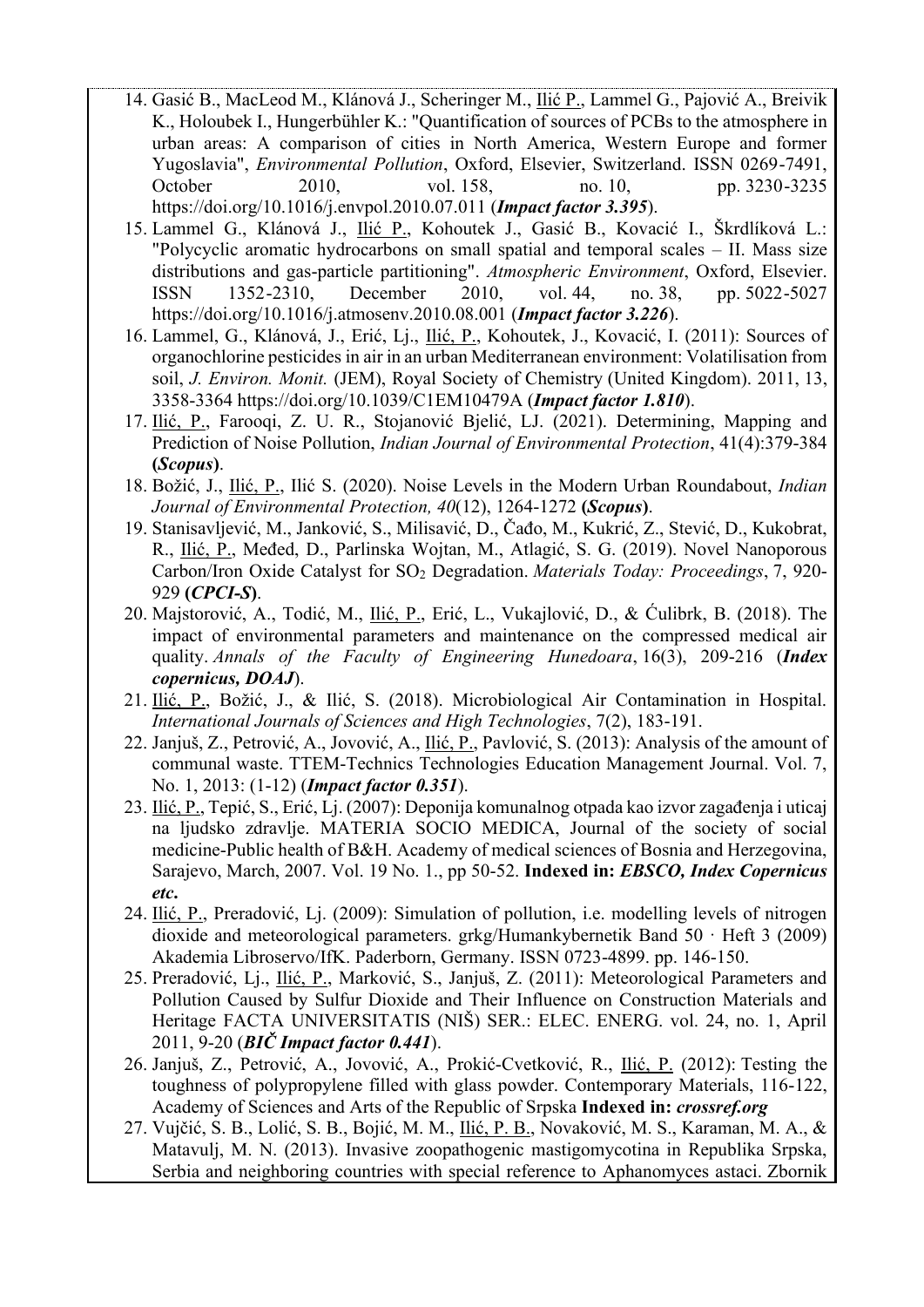14. Gasić B., MacLeod M., Klánová J., Scheringer M., Ilić P., Lammel G., Pajović A., Breivik K., Holoubek I., Hungerbühler K.: "Quantification of sources of PCBs to the atmosphere in urban areas: A comparison of cities in North America, Western Europe and former Yugoslavia", *Environmental Pollution*, Oxford, Elsevier, Switzerland. ISSN 0269-7491, October 2010, vol. 158, no. 10, pp. 3230-3235 https://doi.org/10.1016/j.envpol.2010.07.011 (***Impact factor 3.395***).
15. Lammel G., Klánová J., Ilić P., Kohoutek J., Gasić B., Kovacić I., Škrdlíková L.: "Polycyclic aromatic hydrocarbons on small spatial and temporal scales – II. Mass size distributions and gas-particle partitioning". *Atmospheric Environment*, Oxford, Elsevier. ISSN 1352-2310, December 2010, vol. 44, no. 38, pp. 5022-5027 https://doi.org/10.1016/j.atmosenv.2010.08.001 (***Impact factor 3.226***).
16. Lammel, G., Klánová, J., Erić, Lj., Ilić, P., Kohoutek, J., Kovacić, I. (2011): Sources of organochlorine pesticides in air in an urban Mediterranean environment: Volatilisation from soil, *J. Environ. Monit.* (JEM), Royal Society of Chemistry (United Kingdom). 2011, 13, 3358-3364 https://doi.org/10.1039/C1EM10479A (***Impact factor 1.810***).
17. Ilić, P., Farooqi, Z. U. R., Stojanović Bjelić, LJ. (2021). Determining, Mapping and Prediction of Noise Pollution, *Indian Journal of Environmental Protection*, 41(4):379-384 **(*Scopus*)**.
18. Božić, J., Ilić, P., Ilić S. (2020). Noise Levels in the Modern Urban Roundabout, *Indian Journal of Environmental Protection, 40*(12), 1264-1272 **(*Scopus*)**.
19. Stanisavljević, M., Janković, S., Milisavić, D., Čađo, M., Kukrić, Z., Stević, D., Kukobrat, R., Ilić, P., Međed, D., Parlinska Wojtan, M., Atlagić, S. G. (2019). Novel Nanoporous Carbon/Iron Oxide Catalyst for $SO_2$ Degradation. *Materials Today: Proceedings*, 7, 920-929 **(*CPCI-S*)**.
20. Majstorović, A., Todić, M., Ilić, P., Erić, L., Vukajlović, D., & Ćulibrk, B. (2018). The impact of environmental parameters and maintenance on the compressed medical air quality. *Annals of the Faculty of Engineering Hunedoara*, 16(3), 209-216 (***Index copernicus, DOAJ***).
21. Ilić, P., Božić, J., & Ilić, S. (2018). Microbiological Air Contamination in Hospital. *International Journals of Sciences and High Technologies*, 7(2), 183-191.
22. Janjuš, Z., Petrović, A., Jovović, A., Ilić, P., Pavlović, S. (2013): Analysis of the amount of communal waste. TTEM-Technics Technologies Education Management Journal. Vol. 7, No. 1, 2013: (1-12) (***Impact factor 0.351***).
23. Ilić, P., Tepić, S., Erić, Lj. (2007): Deponija komunalnog otpada kao izvor zagađenja i uticaj na ljudsko zdravlje. MATERIA SOCIO MEDICA, Journal of the society of social medicine-Public health of B&H. Academy of medical sciences of Bosnia and Herzegovina, Sarajevo, March, 2007. Vol. 19 No. 1., pp 50-52. **Indexed in: *EBSCO, Index Copernicus etc*.**
24. Ilić, P., Preradović, Lj. (2009): Simulation of pollution, i.e. modelling levels of nitrogen dioxide and meteorological parameters. grkg/Humankybernetik Band 50 · Heft 3 (2009) Akademia Libroservo/IfK. Paderborn, Germany. ISSN 0723-4899. pp. 146-150.
25. Preradović, Lj., Ilić, P., Marković, S., Janjuš, Z. (2011): Meteorological Parameters and Pollution Caused by Sulfur Dioxide and Their Influence on Construction Materials and Heritage FACTA UNIVERSITATIS (NIŠ) SER.: ELEC. ENERG. vol. 24, no. 1, April 2011, 9-20 (***BIČ Impact factor 0.441***).
26. Janjuš, Z., Petrović, A., Jovović, A., Prokić-Cvetković, R., Ilić, P. (2012): Testing the toughness of polypropylene filled with glass powder. Contemporary Materials, 116-122, Academy of Sciences and Arts of the Republic of Srpska **Indexed in: *crossref.org***
27. Vujčić, S. B., Lolić, S. B., Bojić, M. M., Ilić, P. B., Novaković, M. S., Karaman, M. A., & Matavulj, M. N. (2013). Invasive zoopathogenic mastigomycotina in Republika Srpska, Serbia and neighboring countries with special reference to Aphanomyces astaci. Zbornik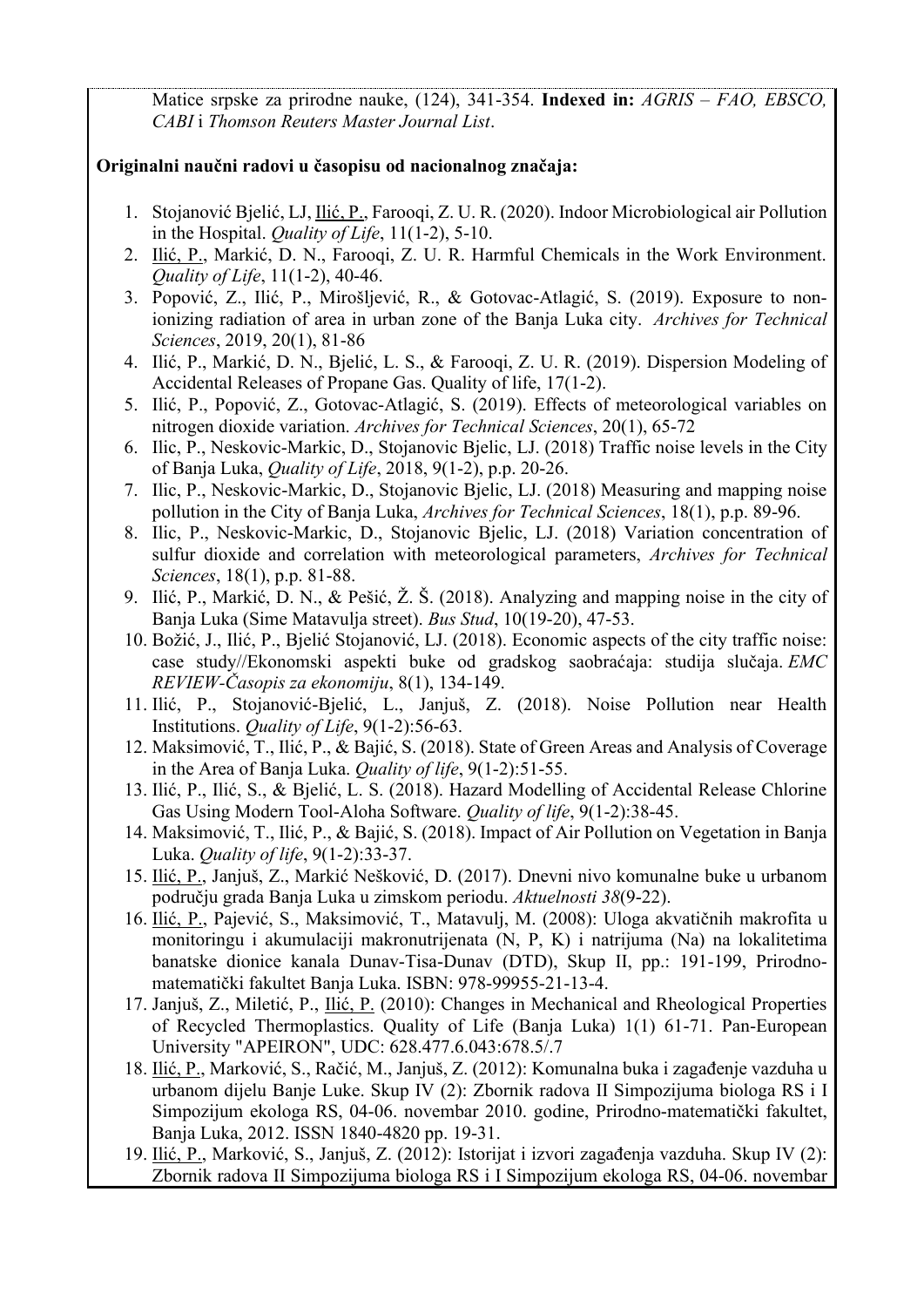Matice srpske za prirodne nauke, (124), 341-354. **Indexed in:** *AGRIS – FAO, EBSCO, CABI* i *Thomson Reuters Master Journal List*.

**Originalni naučni radovi u časopisu od nacionalnog značaja:**

1. Stojanović Bjelić, LJ, Ilić, P., Farooqi, Z. U. R. (2020). Indoor Microbiological air Pollution in the Hospital. *Quality of Life*, 11(1-2), 5-10.
2. Ilić, P., Markić, D. N., Farooqi, Z. U. R. Harmful Chemicals in the Work Environment. *Quality of Life*, 11(1-2), 40-46.
3. Popović, Z., Ilić, P., Mirošljević, R., & Gotovac-Atlagić, S. (2019). Exposure to non-ionizing radiation of area in urban zone of the Banja Luka city. *Archives for Technical Sciences*, 2019, 20(1), 81-86
4. Ilić, P., Markić, D. N., Bjelić, L. S., & Farooqi, Z. U. R. (2019). Dispersion Modeling of Accidental Releases of Propane Gas. Quality of life, 17(1-2).
5. Ilić, P., Popović, Z., Gotovac-Atlagić, S. (2019). Effects of meteorological variables on nitrogen dioxide variation. *Archives for Technical Sciences*, 20(1), 65-72
6. Ilic, P., Neskovic-Markic, D., Stojanovic Bjelic, LJ. (2018) Traffic noise levels in the City of Banja Luka, *Quality of Life*, 2018, 9(1-2), p.p. 20-26.
7. Ilic, P., Neskovic-Markic, D., Stojanovic Bjelic, LJ. (2018) Measuring and mapping noise pollution in the City of Banja Luka, *Archives for Technical Sciences*, 18(1), p.p. 89-96.
8. Ilic, P., Neskovic-Markic, D., Stojanovic Bjelic, LJ. (2018) Variation concentration of sulfur dioxide and correlation with meteorological parameters, *Archives for Technical Sciences*, 18(1), p.p. 81-88.
9. Ilić, P., Markić, D. N., & Pešić, Ž. Š. (2018). Analyzing and mapping noise in the city of Banja Luka (Sime Matavulja street). *Bus Stud*, 10(19-20), 47-53.
10. Božić, J., Ilić, P., Bjelić Stojanović, LJ. (2018). Economic aspects of the city traffic noise: case study//Ekonomski aspekti buke od gradskog saobraćaja: studija slučaja. *EMC REVIEW-Časopis za ekonomiju*, 8(1), 134-149.
11. Ilić, P., Stojanović-Bjelić, L., Janjuš, Z. (2018). Noise Pollution near Health Institutions. *Quality of Life*, 9(1-2):56-63.
12. Maksimović, T., Ilić, P., & Bajić, S. (2018). State of Green Areas and Analysis of Coverage in the Area of Banja Luka. *Quality of life*, 9(1-2):51-55.
13. Ilić, P., Ilić, S., & Bjelić, L. S. (2018). Hazard Modelling of Accidental Release Chlorine Gas Using Modern Tool-Aloha Software. *Quality of life*, 9(1-2):38-45.
14. Maksimović, T., Ilić, P., & Bajić, S. (2018). Impact of Air Pollution on Vegetation in Banja Luka. *Quality of life*, 9(1-2):33-37.
15. Ilić, P., Janjuš, Z., Markić Nešković, D. (2017). Dnevni nivo komunalne buke u urbanom području grada Banja Luka u zimskom periodu. *Aktuelnosti 38*(9-22).
16. Ilić, P., Pajević, S., Maksimović, T., Matavulj, M. (2008): Uloga akvatičnih makrofita u monitoringu i akumulaciji makronutrijenata (N, P, K) i natrijuma (Na) na lokalitetima banatske dionice kanala Dunav-Tisa-Dunav (DTD), Skup II, pp.: 191-199, Prirodno-matematički fakultet Banja Luka. ISBN: 978-99955-21-13-4.
17. Janjuš, Z., Miletić, P., Ilić, P. (2010): Changes in Mechanical and Rheological Properties of Recycled Thermoplastics. Quality of Life (Banja Luka) 1(1) 61-71. Pan-European University "APEIRON", UDC: 628.477.6.043:678.5/.7
18. Ilić, P., Marković, S., Račić, M., Janjuš, Z. (2012): Komunalna buka i zagađenje vazduha u urbanom dijelu Banje Luke. Skup IV (2): Zbornik radova II Simpozijuma biologa RS i I Simpozijum ekologa RS, 04-06. novembar 2010. godine, Prirodno-matematički fakultet, Banja Luka, 2012. ISSN 1840-4820 pp. 19-31.
19. Ilić, P., Marković, S., Janjuš, Z. (2012): Istorijat i izvori zagađenja vazduha. Skup IV (2): Zbornik radova II Simpozijuma biologa RS i I Simpozijum ekologa RS, 04-06. novembar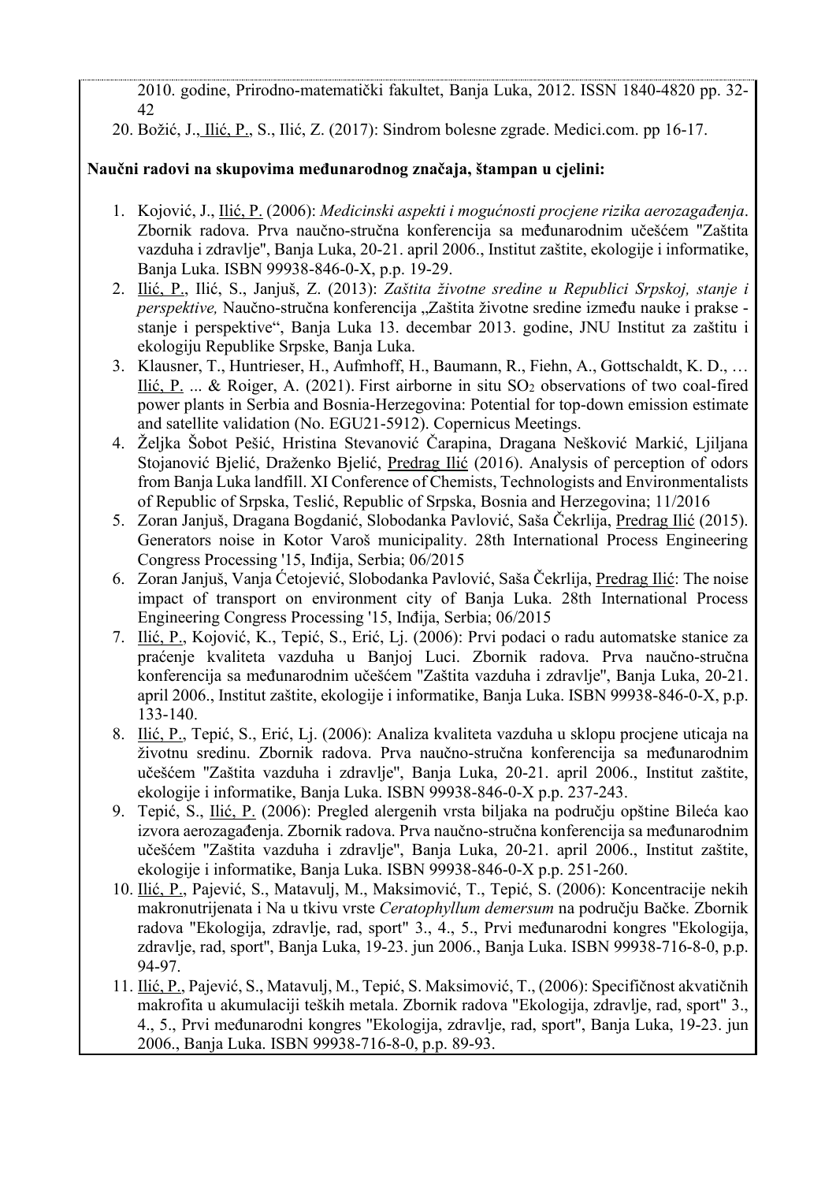2010. godine, Prirodno-matematički fakultet, Banja Luka, 2012. ISSN 1840-4820 pp. 32-42

20. Božić, J., Ilić, P., S., Ilić, Z. (2017): Sindrom bolesne zgrade. Medici.com. pp 16-17.

**Naučni radovi na skupovima međunarodnog značaja, štampan u cjelini:**

1. Kojović, J., Ilić, P. (2006): *Medicinski aspekti i mogućnosti procjene rizika aerozagađenja*. Zbornik radova. Prva naučno-stručna konferencija sa međunarodnim učešćem "Zaštita vazduha i zdravlje", Banja Luka, 20-21. april 2006., Institut zaštite, ekologije i informatike, Banja Luka. ISBN 99938-846-0-X, p.p. 19-29.
2. Ilić, P., Ilić, S., Janjuš, Z. (2013): *Zaštita životne sredine u Republici Srpskoj, stanje i perspektive,* Naučno-stručna konferencija „Zaštita životne sredine između nauke i prakse - stanje i perspektive", Banja Luka 13. decembar 2013. godine, JNU Institut za zaštitu i ekologiju Republike Srpske, Banja Luka.
3. Klausner, T., Huntrieser, H., Aufmhoff, H., Baumann, R., Fiehn, A., Gottschaldt, K. D., … Ilić, P. ... & Roiger, A. (2021). First airborne in situ $SO_2$ observations of two coal-fired power plants in Serbia and Bosnia-Herzegovina: Potential for top-down emission estimate and satellite validation (No. EGU21-5912). Copernicus Meetings.
4. Željka Šobot Pešić, Hristina Stevanović Čarapina, Dragana Nešković Markić, Ljiljana Stojanović Bjelić, Draženko Bjelić, Predrag Ilić (2016). Analysis of perception of odors from Banja Luka landfill. XI Conference of Chemists, Technologists and Environmentalists of Republic of Srpska, Teslić, Republic of Srpska, Bosnia and Herzegovina; 11/2016
5. Zoran Janjuš, Dragana Bogdanić, Slobodanka Pavlović, Saša Čekrlija, Predrag Ilić (2015). Generators noise in Kotor Varoš municipality. 28th International Process Engineering Congress Processing '15, Inđija, Serbia; 06/2015
6. Zoran Janjuš, Vanja Ćetojević, Slobodanka Pavlović, Saša Čekrlija, Predrag Ilić: The noise impact of transport on environment city of Banja Luka. 28th International Process Engineering Congress Processing '15, Inđija, Serbia; 06/2015
7. Ilić, P., Kojović, K., Tepić, S., Erić, Lj. (2006): Prvi podaci o radu automatske stanice za praćenje kvaliteta vazduha u Banjoj Luci. Zbornik radova. Prva naučno-stručna konferencija sa međunarodnim učešćem "Zaštita vazduha i zdravlje", Banja Luka, 20-21. april 2006., Institut zaštite, ekologije i informatike, Banja Luka. ISBN 99938-846-0-X, p.p. 133-140.
8. Ilić, P., Tepić, S., Erić, Lj. (2006): Analiza kvaliteta vazduha u sklopu procjene uticaja na životnu sredinu. Zbornik radova. Prva naučno-stručna konferencija sa međunarodnim učešćem "Zaštita vazduha i zdravlje", Banja Luka, 20-21. april 2006., Institut zaštite, ekologije i informatike, Banja Luka. ISBN 99938-846-0-X p.p. 237-243.
9. Tepić, S., Ilić, P. (2006): Pregled alergenih vrsta biljaka na području opštine Bileća kao izvora aerozagađenja. Zbornik radova. Prva naučno-stručna konferencija sa međunarodnim učešćem "Zaštita vazduha i zdravlje", Banja Luka, 20-21. april 2006., Institut zaštite, ekologije i informatike, Banja Luka. ISBN 99938-846-0-X p.p. 251-260.
10. Ilić, P., Pajević, S., Matavulj, M., Maksimović, T., Tepić, S. (2006): Koncentracije nekih makronutrijenata i Na u tkivu vrste *Ceratophyllum demersum* na području Bačke. Zbornik radova "Ekologija, zdravlje, rad, sport" 3., 4., 5., Prvi međunarodni kongres "Ekologija, zdravlje, rad, sport", Banja Luka, 19-23. jun 2006., Banja Luka. ISBN 99938-716-8-0, p.p. 94-97.
11. Ilić, P., Pajević, S., Matavulj, M., Tepić, S. Maksimović, T., (2006): Specifičnost akvatičnih makrofita u akumulaciji teških metala. Zbornik radova "Ekologija, zdravlje, rad, sport" 3., 4., 5., Prvi međunarodni kongres "Ekologija, zdravlje, rad, sport", Banja Luka, 19-23. jun 2006., Banja Luka. ISBN 99938-716-8-0, p.p. 89-93.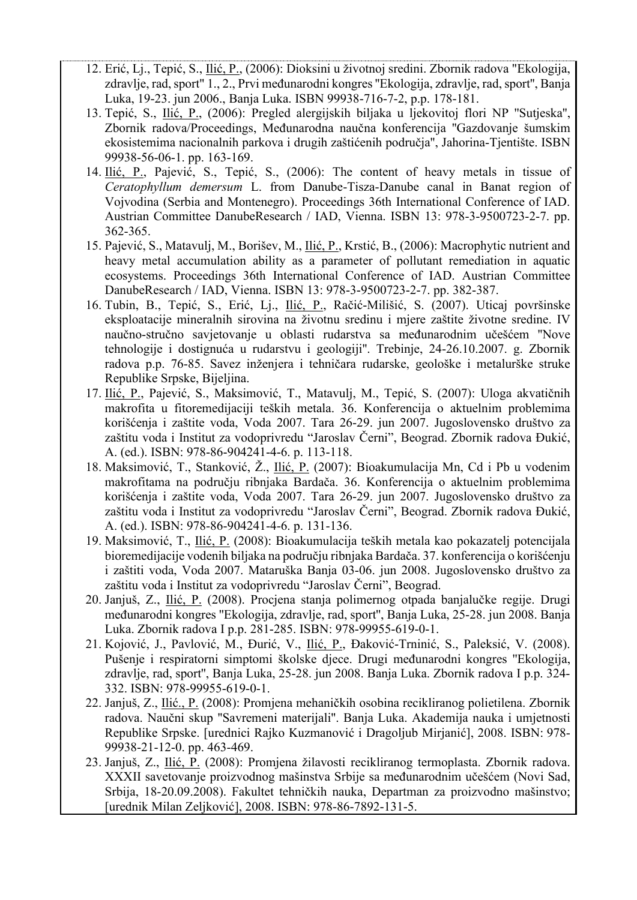12. Erić, Lj., Tepić, S., Ilić, P., (2006): Dioksini u životnoj sredini. Zbornik radova "Ekologija, zdravlje, rad, sport" 1., 2., Prvi međunarodni kongres "Ekologija, zdravlje, rad, sport", Banja Luka, 19-23. jun 2006., Banja Luka. ISBN 99938-716-7-2, p.p. 178-181.
13. Tepić, S., Ilić, P., (2006): Pregled alergijskih biljaka u ljekovitoj flori NP "Sutjeska", Zbornik radova/Proceedings, Međunarodna naučna konferencija "Gazdovanje šumskim ekosistemima nacionalnih parkova i drugih zaštićenih područja", Jahorina-Tjentište. ISBN 99938-56-06-1. pp. 163-169.
14. Ilić, P., Pajević, S., Tepić, S., (2006): The content of heavy metals in tissue of *Ceratophyllum demersum* L. from Danube-Tisza-Danube canal in Banat region of Vojvodina (Serbia and Montenegro). Proceedings 36th International Conference of IAD. Austrian Committee DanubeResearch / IAD, Vienna. ISBN 13: 978-3-9500723-2-7. pp. 362-365.
15. Pajević, S., Matavulj, M., Borišev, M., Ilić, P., Krstić, B., (2006): Macrophytic nutrient and heavy metal accumulation ability as a parameter of pollutant remediation in aquatic ecosystems. Proceedings 36th International Conference of IAD. Austrian Committee DanubeResearch / IAD, Vienna. ISBN 13: 978-3-9500723-2-7. pp. 382-387.
16. Tubin, B., Tepić, S., Erić, Lj., Ilić, P., Račić-Milišić, S. (2007). Uticaj površinske eksploatacije mineralnih sirovina na životnu sredinu i mjere zaštite životne sredine. IV naučno-stručno savjetovanje u oblasti rudarstva sa međunarodnim učešćem "Nove tehnologije i dostignuća u rudarstvu i geologiji". Trebinje, 24-26.10.2007. g. Zbornik radova p.p. 76-85. Savez inženjera i tehničara rudarske, geološke i metalurške struke Republike Srpske, Bijeljina.
17. Ilić, P., Pajević, S., Maksimović, T., Matavulj, M., Tepić, S. (2007): Uloga akvatičnih makrofita u fitoremedijaciji teških metala. 36. Konferencija o aktuelnim problemima korišćenja i zaštite voda, Voda 2007. Tara 26-29. jun 2007. Jugoslovensko društvo za zaštitu voda i Institut za vodoprivredu "Jaroslav Černi", Beograd. Zbornik radova Đukić, A. (ed.). ISBN: 978-86-904241-4-6. p. 113-118.
18. Maksimović, T., Stanković, Ž., Ilić, P. (2007): Bioakumulacija Mn, Cd i Pb u vodenim makrofitama na području ribnjaka Bardača. 36. Konferencija o aktuelnim problemima korišćenja i zaštite voda, Voda 2007. Tara 26-29. jun 2007. Jugoslovensko društvo za zaštitu voda i Institut za vodoprivredu "Jaroslav Černi", Beograd. Zbornik radova Đukić, A. (ed.). ISBN: 978-86-904241-4-6. p. 131-136.
19. Maksimović, T., Ilić, P. (2008): Bioakumulacija teških metala kao pokazatelj potencijala bioremedijacije vodenih biljaka na području ribnjaka Bardača. 37. konferencija o korišćenju i zaštiti voda, Voda 2007. Mataruška Banja 03-06. jun 2008. Jugoslovensko društvo za zaštitu voda i Institut za vodoprivredu "Jaroslav Černi", Beograd.
20. Janjuš, Z., Ilić, P. (2008). Procjena stanja polimernog otpada banjalučke regije. Drugi međunarodni kongres "Ekologija, zdravlje, rad, sport", Banja Luka, 25-28. jun 2008. Banja Luka. Zbornik radova I p.p. 281-285. ISBN: 978-99955-619-0-1.
21. Kojović, J., Pavlović, M., Đurić, V., Ilić, P., Đaković-Trninić, S., Paleksić, V. (2008). Pušenje i respiratorni simptomi školske djece. Drugi međunarodni kongres "Ekologija, zdravlje, rad, sport", Banja Luka, 25-28. jun 2008. Banja Luka. Zbornik radova I p.p. 324-332. ISBN: 978-99955-619-0-1.
22. Janjuš, Z., Ilić., P. (2008): Promjena mehaničkih osobina recikliranog polietilena. Zbornik radova. Naučni skup "Savremeni materijali". Banja Luka. Akademija nauka i umjetnosti Republike Srpske. [urednici Rajko Kuzmanović i Dragoljub Mirjanić], 2008. ISBN: 978-99938-21-12-0. pp. 463-469.
23. Janjuš, Z., Ilić, P. (2008): Promjena žilavosti recikliranog termoplasta. Zbornik radova. XXXII savetovanje proizvodnog mašinstva Srbije sa međunarodnim učešćem (Novi Sad, Srbija, 18-20.09.2008). Fakultet tehničkih nauka, Departman za proizvodno mašinstvo; [urednik Milan Zeljković], 2008. ISBN: 978-86-7892-131-5.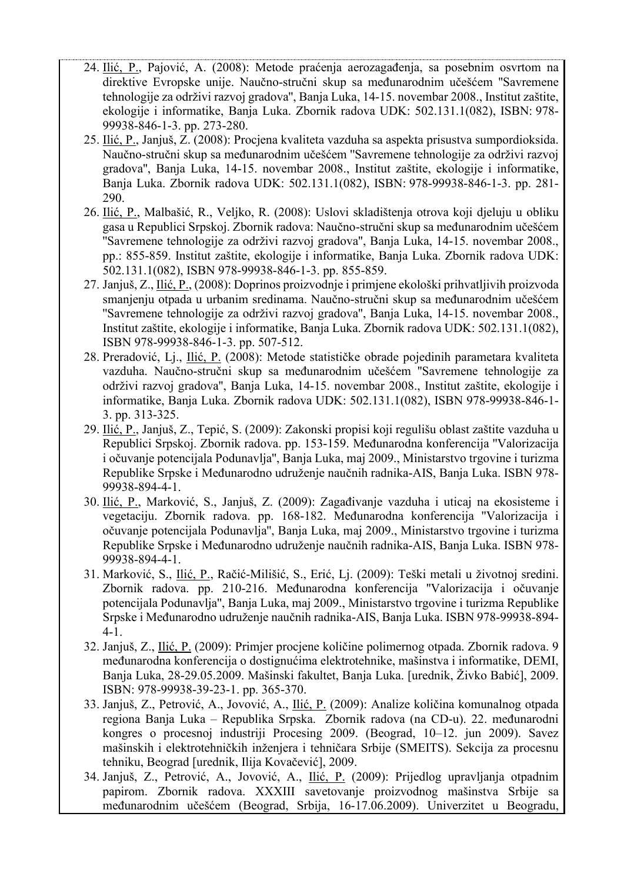24. Ilić, P., Pajović, A. (2008): Metode praćenja aerozagađenja, sa posebnim osvrtom na direktive Evropske unije. Naučno-stručni skup sa međunarodnim učešćem "Savremene tehnologije za održivi razvoj gradova", Banja Luka, 14-15. novembar 2008., Institut zaštite, ekologije i informatike, Banja Luka. Zbornik radova UDK: 502.131.1(082), ISBN: 978-99938-846-1-3. pp. 273-280.
25. Ilić, P., Janjuš, Z. (2008): Procjena kvaliteta vazduha sa aspekta prisustva sumpordioksida. Naučno-stručni skup sa međunarodnim učešćem "Savremene tehnologije za održivi razvoj gradova", Banja Luka, 14-15. novembar 2008., Institut zaštite, ekologije i informatike, Banja Luka. Zbornik radova UDK: 502.131.1(082), ISBN: 978-99938-846-1-3. pp. 281-290.
26. Ilić, P., Malbašić, R., Veljko, R. (2008): Uslovi skladištenja otrova koji djeluju u obliku gasa u Republici Srpskoj. Zbornik radova: Naučno-stručni skup sa međunarodnim učešćem "Savremene tehnologije za održivi razvoj gradova", Banja Luka, 14-15. novembar 2008., pp.: 855-859. Institut zaštite, ekologije i informatike, Banja Luka. Zbornik radova UDK: 502.131.1(082), ISBN 978-99938-846-1-3. pp. 855-859.
27. Janjuš, Z., Ilić, P., (2008): Doprinos proizvodnje i primjene ekološki prihvatljivih proizvoda smanjenju otpada u urbanim sredinama. Naučno-stručni skup sa međunarodnim učešćem "Savremene tehnologije za održivi razvoj gradova", Banja Luka, 14-15. novembar 2008., Institut zaštite, ekologije i informatike, Banja Luka. Zbornik radova UDK: 502.131.1(082), ISBN 978-99938-846-1-3. pp. 507-512.
28. Preradović, Lj., Ilić, P. (2008): Metode statističke obrade pojedinih parametara kvaliteta vazduha. Naučno-stručni skup sa međunarodnim učešćem "Savremene tehnologije za održivi razvoj gradova", Banja Luka, 14-15. novembar 2008., Institut zaštite, ekologije i informatike, Banja Luka. Zbornik radova UDK: 502.131.1(082), ISBN 978-99938-846-1-3. pp. 313-325.
29. Ilić, P., Janjuš, Z., Tepić, S. (2009): Zakonski propisi koji regulišu oblast zaštite vazduha u Republici Srpskoj. Zbornik radova. pp. 153-159. Međunarodna konferencija "Valorizacija i očuvanje potencijala Podunavlja", Banja Luka, maj 2009., Ministarstvo trgovine i turizma Republike Srpske i Međunarodno udruženje naučnih radnika-AIS, Banja Luka. ISBN 978-99938-894-4-1.
30. Ilić, P., Marković, S., Janjuš, Z. (2009): Zagađivanje vazduha i uticaj na ekosisteme i vegetaciju. Zbornik radova. pp. 168-182. Međunarodna konferencija "Valorizacija i očuvanje potencijala Podunavlja", Banja Luka, maj 2009., Ministarstvo trgovine i turizma Republike Srpske i Međunarodno udruženje naučnih radnika-AIS, Banja Luka. ISBN 978-99938-894-4-1.
31. Marković, S., Ilić, P., Račić-Milišić, S., Erić, Lj. (2009): Teški metali u životnoj sredini. Zbornik radova. pp. 210-216. Međunarodna konferencija "Valorizacija i očuvanje potencijala Podunavlja", Banja Luka, maj 2009., Ministarstvo trgovine i turizma Republike Srpske i Međunarodno udruženje naučnih radnika-AIS, Banja Luka. ISBN 978-99938-894-4-1.
32. Janjuš, Z., Ilić, P. (2009): Primjer procjene količine polimernog otpada. Zbornik radova. 9 međunarodna konferencija o dostignućima elektrotehnike, mašinstva i informatike, DEMI, Banja Luka, 28-29.05.2009. Mašinski fakultet, Banja Luka. [urednik, Živko Babić], 2009. ISBN: 978-99938-39-23-1. pp. 365-370.
33. Janjuš, Z., Petrović, A., Jovović, A., Ilić, P. (2009): Analize količina komunalnog otpada regiona Banja Luka – Republika Srpska. Zbornik radova (na CD-u). 22. međunarodni kongres o procesnoj industriji Procesing 2009. (Beograd, 10–12. jun 2009). Savez mašinskih i elektrotehničkih inženjera i tehničara Srbije (SMEITS). Sekcija za procesnu tehniku, Beograd [urednik, Ilija Kovačević], 2009.
34. Janjuš, Z., Petrović, A., Jovović, A., Ilić, P. (2009): Prijedlog upravljanja otpadnim papirom. Zbornik radova. XXXIII savetovanje proizvodnog mašinstva Srbije sa međunarodnim učešćem (Beograd, Srbija, 16-17.06.2009). Univerzitet u Beogradu,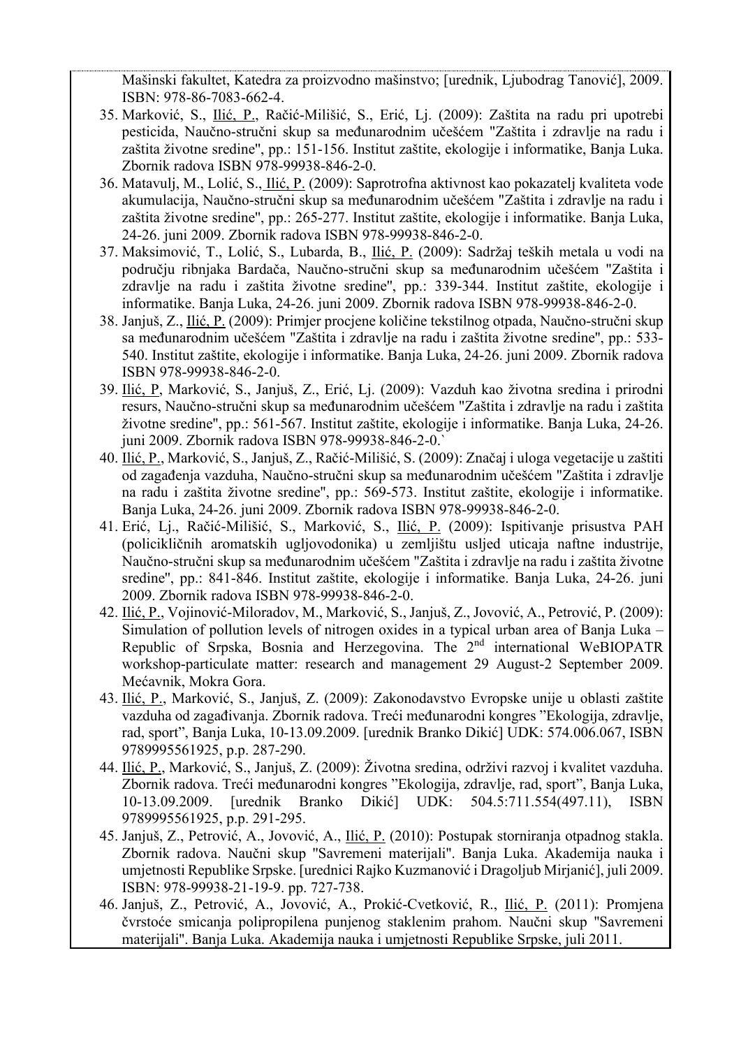Mašinski fakultet, Katedra za proizvodno mašinstvo; [urednik, Ljubodrag Tanović], 2009. ISBN: 978-86-7083-662-4.

35. Marković, S., Ilić, P., Račić-Milišić, S., Erić, Lj. (2009): Zaštita na radu pri upotrebi pesticida, Naučno-stručni skup sa međunarodnim učešćem "Zaštita i zdravlje na radu i zaštita životne sredine", pp.: 151-156. Institut zaštite, ekologije i informatike, Banja Luka. Zbornik radova ISBN 978-99938-846-2-0.
36. Matavulj, M., Lolić, S., Ilić, P. (2009): Saprotrofna aktivnost kao pokazatelj kvaliteta vode akumulacija, Naučno-stručni skup sa međunarodnim učešćem "Zaštita i zdravlje na radu i zaštita životne sredine", pp.: 265-277. Institut zaštite, ekologije i informatike. Banja Luka, 24-26. juni 2009. Zbornik radova ISBN 978-99938-846-2-0.
37. Maksimović, T., Lolić, S., Lubarda, B., Ilić, P. (2009): Sadržaj teških metala u vodi na području ribnjaka Bardača, Naučno-stručni skup sa međunarodnim učešćem "Zaštita i zdravlje na radu i zaštita životne sredine", pp.: 339-344. Institut zaštite, ekologije i informatike. Banja Luka, 24-26. juni 2009. Zbornik radova ISBN 978-99938-846-2-0.
38. Janjuš, Z., Ilić, P. (2009): Primjer procjene količine tekstilnog otpada, Naučno-stručni skup sa međunarodnim učešćem "Zaštita i zdravlje na radu i zaštita životne sredine", pp.: 533-540. Institut zaštite, ekologije i informatike. Banja Luka, 24-26. juni 2009. Zbornik radova ISBN 978-99938-846-2-0.
39. Ilić, P, Marković, S., Janjuš, Z., Erić, Lj. (2009): Vazduh kao životna sredina i prirodni resurs, Naučno-stručni skup sa međunarodnim učešćem "Zaštita i zdravlje na radu i zaštita životne sredine", pp.: 561-567. Institut zaštite, ekologije i informatike. Banja Luka, 24-26. juni 2009. Zbornik radova ISBN 978-99938-846-2-0.`
40. Ilić, P., Marković, S., Janjuš, Z., Račić-Milišić, S. (2009): Značaj i uloga vegetacije u zaštiti od zagađenja vazduha, Naučno-stručni skup sa međunarodnim učešćem "Zaštita i zdravlje na radu i zaštita životne sredine", pp.: 569-573. Institut zaštite, ekologije i informatike. Banja Luka, 24-26. juni 2009. Zbornik radova ISBN 978-99938-846-2-0.
41. Erić, Lj., Račić-Milišić, S., Marković, S., Ilić, P. (2009): Ispitivanje prisustva PAH (policikličnih aromatskih ugljovodonika) u zemljištu usljed uticaja naftne industrije, Naučno-stručni skup sa međunarodnim učešćem "Zaštita i zdravlje na radu i zaštita životne sredine", pp.: 841-846. Institut zaštite, ekologije i informatike. Banja Luka, 24-26. juni 2009. Zbornik radova ISBN 978-99938-846-2-0.
42. Ilić, P., Vojinović-Miloradov, M., Marković, S., Janjuš, Z., Jovović, A., Petrović, P. (2009): Simulation of pollution levels of nitrogen oxides in a typical urban area of Banja Luka – Republic of Srpska, Bosnia and Herzegovina. The 2nd international WeBIOPATR workshop-particulate matter: research and management 29 August-2 September 2009. Mećavnik, Mokra Gora.
43. Ilić, P., Marković, S., Janjuš, Z. (2009): Zakonodavstvo Evropske unije u oblasti zaštite vazduha od zagađivanja. Zbornik radova. Treći međunarodni kongres "Ekologija, zdravlje, rad, sport", Banja Luka, 10-13.09.2009. [urednik Branko Dikić] UDK: 574.006.067, ISBN 9789995561925, p.p. 287-290.
44. Ilić, P., Marković, S., Janjuš, Z. (2009): Životna sredina, održivi razvoj i kvalitet vazduha. Zbornik radova. Treći međunarodni kongres "Ekologija, zdravlje, rad, sport", Banja Luka, 10-13.09.2009. [urednik Branko Dikić] UDK: 504.5:711.554(497.11), ISBN 9789995561925, p.p. 291-295.
45. Janjuš, Z., Petrović, A., Jovović, A., Ilić, P. (2010): Postupak storniranja otpadnog stakla. Zbornik radova. Naučni skup "Savremeni materijali". Banja Luka. Akademija nauka i umjetnosti Republike Srpske. [urednici Rajko Kuzmanović i Dragoljub Mirjanić], juli 2009. ISBN: 978-99938-21-19-9. pp. 727-738.
46. Janjuš, Z., Petrović, A., Jovović, A., Prokić-Cvetković, R., Ilić, P. (2011): Promjena čvrstoće smicanja polipropilena punjenog staklenim prahom. Naučni skup "Savremeni materijali". Banja Luka. Akademija nauka i umjetnosti Republike Srpske, juli 2011.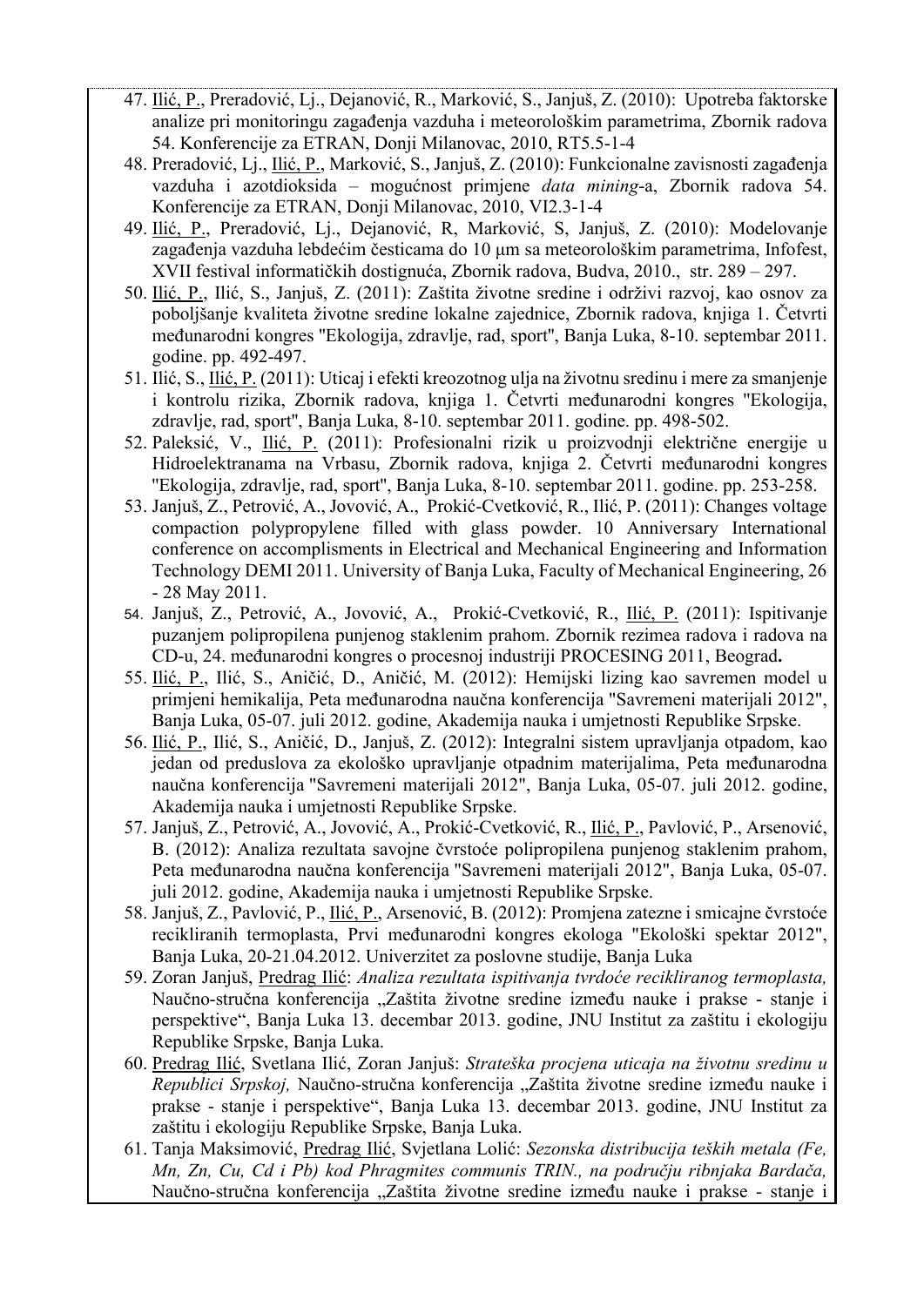47. Ilić, P., Preradović, Lj., Dejanović, R., Marković, S., Janjuš, Z. (2010): Upotreba faktorske analize pri monitoringu zagađenja vazduha i meteorološkim parametrima, Zbornik radova 54. Konferencije za ETRAN, Donji Milanovac, 2010, RT5.5-1-4
48. Preradović, Lj., Ilić, P., Marković, S., Janjuš, Z. (2010): Funkcionalne zavisnosti zagađenja vazduha i azotdioksida – mogućnost primjene *data mining*-a, Zbornik radova 54. Konferencije za ETRAN, Donji Milanovac, 2010, VI2.3-1-4
49. Ilić, P., Preradović, Lj., Dejanović, R, Marković, S, Janjuš, Z. (2010): Modelovanje zagađenja vazduha lebdećim česticama do 10 μm sa meteorološkim parametrima, Infofest, XVII festival informatičkih dostignuća, Zbornik radova, Budva, 2010., str. 289 – 297.
50. Ilić, P., Ilić, S., Janjuš, Z. (2011): Zaštita životne sredine i održivi razvoj, kao osnov za poboljšanje kvaliteta životne sredine lokalne zajednice, Zbornik radova, knjiga 1. Četvrti međunarodni kongres "Ekologija, zdravlje, rad, sport", Banja Luka, 8-10. septembar 2011. godine. pp. 492-497.
51. Ilić, S., Ilić, P. (2011): Uticaj i efekti kreozotnog ulja na životnu sredinu i mere za smanjenje i kontrolu rizika, Zbornik radova, knjiga 1. Četvrti međunarodni kongres "Ekologija, zdravlje, rad, sport", Banja Luka, 8-10. septembar 2011. godine. pp. 498-502.
52. Paleksić, V., Ilić, P. (2011): Profesionalni rizik u proizvodnji električne energije u Hidroelektranama na Vrbasu, Zbornik radova, knjiga 2. Četvrti međunarodni kongres "Ekologija, zdravlje, rad, sport", Banja Luka, 8-10. septembar 2011. godine. pp. 253-258.
53. Janjuš, Z., Petrović, A., Jovović, A., Prokić-Cvetković, R., Ilić, P. (2011): Changes voltage compaction polypropylene filled with glass powder. 10 Anniversary International conference on accomplisments in Electrical and Mechanical Engineering and Information Technology DEMI 2011. University of Banja Luka, Faculty of Mechanical Engineering, 26 - 28 May 2011.
54. Janjuš, Z., Petrović, A., Jovović, A., Prokić-Cvetković, R., Ilić, P. (2011): Ispitivanje puzanjem polipropilena punjenog staklenim prahom. Zbornik rezimea radova i radova na CD-u, 24. međunarodni kongres o procesnoj industriji PROCESING 2011, Beograd**.**
55. Ilić, P., Ilić, S., Aničić, D., Aničić, M. (2012): Hemijski lizing kao savremen model u primjeni hemikalija, Peta međunarodna naučna konferencija "Savremeni materijali 2012", Banja Luka, 05-07. juli 2012. godine, Akademija nauka i umjetnosti Republike Srpske.
56. Ilić, P., Ilić, S., Aničić, D., Janjuš, Z. (2012): Integralni sistem upravljanja otpadom, kao jedan od preduslova za ekološko upravljanje otpadnim materijalima, Peta međunarodna naučna konferencija "Savremeni materijali 2012", Banja Luka, 05-07. juli 2012. godine, Akademija nauka i umjetnosti Republike Srpske.
57. Janjuš, Z., Petrović, A., Jovović, A., Prokić-Cvetković, R., Ilić, P., Pavlović, P., Arsenović, B. (2012): Analiza rezultata savojne čvrstoće polipropilena punjenog staklenim prahom, Peta međunarodna naučna konferencija "Savremeni materijali 2012", Banja Luka, 05-07. juli 2012. godine, Akademija nauka i umjetnosti Republike Srpske.
58. Janjuš, Z., Pavlović, P., Ilić, P., Arsenović, B. (2012): Promjena zatezne i smicajne čvrstoće recikliranih termoplasta, Prvi međunarodni kongres ekologa "Ekološki spektar 2012", Banja Luka, 20-21.04.2012. Univerzitet za poslovne studije, Banja Luka
59. Zoran Janjuš, Predrag Ilić: *Analiza rezultata ispitivanja tvrdoće recikliranog termoplasta,* Naučno-stručna konferencija „Zaštita životne sredine između nauke i prakse - stanje i perspektive", Banja Luka 13. decembar 2013. godine, JNU Institut za zaštitu i ekologiju Republike Srpske, Banja Luka.
60. Predrag Ilić, Svetlana Ilić, Zoran Janjuš: *Strateška procjena uticaja na životnu sredinu u Republici Srpskoj,* Naučno-stručna konferencija „Zaštita životne sredine između nauke i prakse - stanje i perspektive", Banja Luka 13. decembar 2013. godine, JNU Institut za zaštitu i ekologiju Republike Srpske, Banja Luka.
61. Tanja Maksimović, Predrag Ilić, Svjetlana Lolić: *Sezonska distribucija teških metala (Fe, Mn, Zn, Cu, Cd i Pb) kod Phragmites communis TRIN., na području ribnjaka Bardača,* Naučno-stručna konferencija „Zaštita životne sredine između nauke i prakse - stanje i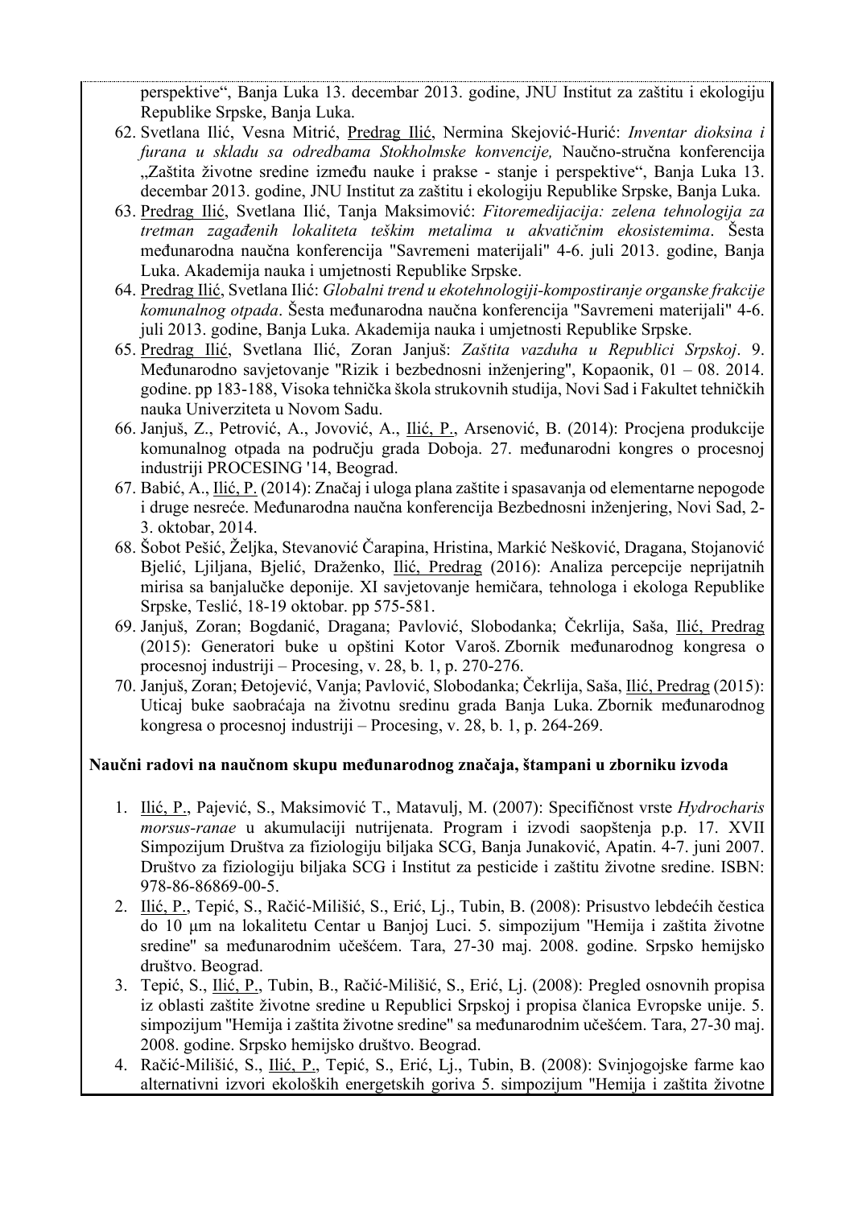perspektive“, Banja Luka 13. decembar 2013. godine, JNU Institut za zaštitu i ekologiju Republike Srpske, Banja Luka.

62. Svetlana Ilić, Vesna Mitrić, Predrag Ilić, Nermina Skejović-Hurić: *Inventar dioksina i furana u skladu sa odredbama Stokholmske konvencije,* Naučno-stručna konferencija „Zaštita životne sredine između nauke i prakse - stanje i perspektive“, Banja Luka 13. decembar 2013. godine, JNU Institut za zaštitu i ekologiju Republike Srpske, Banja Luka.
63. Predrag Ilić, Svetlana Ilić, Tanja Maksimović: *Fitoremedijacija: zelena tehnologija za tretman zagađenih lokaliteta teškim metalima u akvatičnim ekosistemima*. Šesta međunarodna naučna konferencija "Savremeni materijali" 4-6. juli 2013. godine, Banja Luka. Akademija nauka i umjetnosti Republike Srpske.
64. Predrag Ilić, Svetlana Ilić: *Globalni trend u ekotehnologiji-kompostiranje organske frakcije komunalnog otpada*. Šesta međunarodna naučna konferencija "Savremeni materijali" 4-6. juli 2013. godine, Banja Luka. Akademija nauka i umjetnosti Republike Srpske.
65. Predrag Ilić, Svetlana Ilić, Zoran Janjuš: *Zaštita vazduha u Republici Srpskoj*. 9. Međunarodno savjetovanje "Rizik i bezbednosni inženjering", Kopaonik, 01 – 08. 2014. godine. pp 183-188, Visoka tehnička škola strukovnih studija, Novi Sad i Fakultet tehničkih nauka Univerziteta u Novom Sadu.
66. Janjuš, Z., Petrović, A., Jovović, A., Ilić, P., Arsenović, B. (2014): Procjena produkcije komunalnog otpada na području grada Doboja. 27. međunarodni kongres o procesnoj industriji PROCESING '14, Beograd.
67. Babić, A., Ilić, P. (2014): Značaj i uloga plana zaštite i spasavanja od elementarne nepogode i druge nesreće. Međunarodna naučna konferencija Bezbednosni inženjering, Novi Sad, 2-3. oktobar, 2014.
68. Šobot Pešić, Željka, Stevanović Čarapina, Hristina, Markić Nešković, Dragana, Stojanović Bjelić, Ljiljana, Bjelić, Draženko, Ilić, Predrag (2016): Analiza percepcije neprijatnih mirisa sa banjalučke deponije. XI savjetovanje hemičara, tehnologa i ekologa Republike Srpske, Teslić, 18-19 oktobar. pp 575-581.
69. Janjuš, Zoran; Bogdanić, Dragana; Pavlović, Slobodanka; Čekrlija, Saša, Ilić, Predrag (2015): Generatori buke u opštini Kotor Varoš. Zbornik međunarodnog kongresa o procesnoj industriji – Procesing, v. 28, b. 1, p. 270-276.
70. Janjuš, Zoran; Đetojević, Vanja; Pavlović, Slobodanka; Čekrlija, Saša, Ilić, Predrag (2015): Uticaj buke saobraćaja na životnu sredinu grada Banja Luka. Zbornik međunarodnog kongresa o procesnoj industriji – Procesing, v. 28, b. 1, p. 264-269.

**Naučni radovi na naučnom skupu međunarodnog značaja, štampani u zborniku izvoda**

1. Ilić, P., Pajević, S., Maksimović T., Matavulj, M. (2007): Specifičnost vrste *Hydrocharis morsus-ranae* u akumulaciji nutrijenata. Program i izvodi saopštenja p.p. 17. XVII Simpozijum Društva za fiziologiju biljaka SCG, Banja Junaković, Apatin. 4-7. juni 2007. Društvo za fiziologiju biljaka SCG i Institut za pesticide i zaštitu životne sredine. ISBN: 978-86-86869-00-5.
2. Ilić, P., Tepić, S., Račić-Milišić, S., Erić, Lj., Tubin, B. (2008): Prisustvo lebdećih čestica do 10 μm na lokalitetu Centar u Banjoj Luci. 5. simpozijum "Hemija i zaštita životne sredine" sa međunarodnim učešćem. Tara, 27-30 maj. 2008. godine. Srpsko hemijsko društvo. Beograd.
3. Tepić, S., Ilić, P., Tubin, B., Račić-Milišić, S., Erić, Lj. (2008): Pregled osnovnih propisa iz oblasti zaštite životne sredine u Republici Srpskoj i propisa članica Evropske unije. 5. simpozijum "Hemija i zaštita životne sredine" sa međunarodnim učešćem. Tara, 27-30 maj. 2008. godine. Srpsko hemijsko društvo. Beograd.
4. Račić-Milišić, S., Ilić, P., Tepić, S., Erić, Lj., Tubin, B. (2008): Svinjogojske farme kao alternativni izvori ekoloških energetskih goriva 5. simpozijum "Hemija i zaštita životne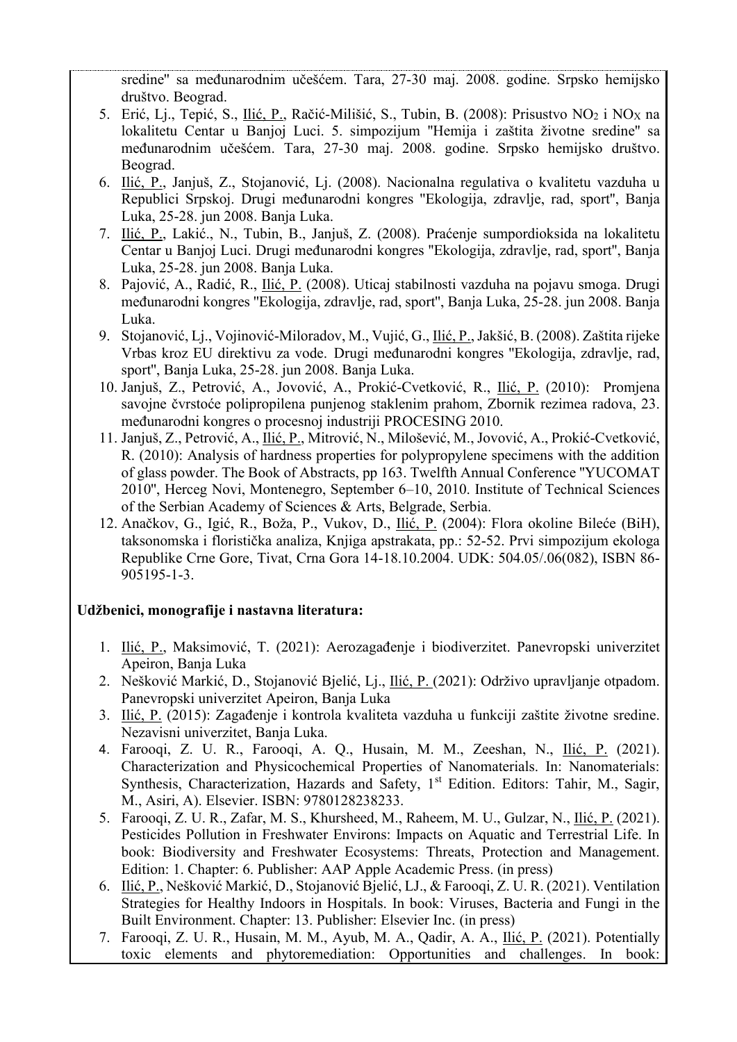sredine" sa međunarodnim učešćem. Tara, 27-30 maj. 2008. godine. Srpsko hemijsko društvo. Beograd.

5. Erić, Lj., Tepić, S., Ilić, P., Račić-Milišić, S., Tubin, B. (2008): Prisustvo $NO_2$ i $NO_X$ na lokalitetu Centar u Banjoj Luci. 5. simpozijum "Hemija i zaštita životne sredine" sa međunarodnim učešćem. Tara, 27-30 maj 2008. godine. Srpsko hemijsko društvo. Beograd.
6. Ilić, P., Janjuš, Z., Stojanović, Lj. (2008). Nacionalna regulativa o kvalitetu vazduha u Republici Srpskoj. Drugi međunarodni kongres "Ekologija, zdravlje, rad, sport", Banja Luka, 25-28. jun 2008. Banja Luka.
7. Ilić, P., Lakić., N., Tubin, B., Janjuš, Z. (2008). Praćenje sumpordioksida na lokalitetu Centar u Banjoj Luci. Drugi međunarodni kongres "Ekologija, zdravlje, rad, sport", Banja Luka, 25-28. jun 2008. Banja Luka.
8. Pajović, A., Radić, R., Ilić, P. (2008). Uticaj stabilnosti vazduha na pojavu smoga. Drugi međunarodni kongres "Ekologija, zdravlje, rad, sport", Banja Luka, 25-28. jun 2008. Banja Luka.
9. Stojanović, Lj., Vojinović-Miloradov, M., Vujić, G., Ilić, P., Jakšić, B. (2008). Zaštita rijeke Vrbas kroz EU direktivu za vode. Drugi međunarodni kongres "Ekologija, zdravlje, rad, sport", Banja Luka, 25-28. jun 2008. Banja Luka.
10. Janjuš, Z., Petrović, A., Jovović, A., Prokić-Cvetković, R., Ilić, P. (2010): Promjena savojne čvrstoće polipropilena punjenog staklenim prahom, Zbornik rezimea radova, 23. međunarodni kongres o procesnoj industriji PROCESING 2010.
11. Janjuš, Z., Petrović, A., Ilić, P., Mitrović, N., Milošević, M., Jovović, A., Prokić-Cvetković, R. (2010): Analysis of hardness properties for polypropylene specimens with the addition of glass powder. The Book of Abstracts, pp 163. Twelfth Annual Conference "YUCOMAT 2010", Herceg Novi, Montenegro, September 6–10, 2010. Institute of Technical Sciences of the Serbian Academy of Sciences & Arts, Belgrade, Serbia.
12. Anačkov, G., Igić, R., Boža, P., Vukov, D., Ilić, P. (2004): Flora okoline Bileće (BiH), taksonomska i floristička analiza, Knjiga apstrakata, pp.: 52-52. Prvi simpozijum ekologa Republike Crne Gore, Tivat, Crna Gora 14-18.10.2004. UDK: 504.05/.06(082), ISBN 86-905195-1-3.

**Udžbenici, monografije i nastavna literatura:**

1. Ilić, P., Maksimović, T. (2021): Aerozagađenje i biodiverzitet. Panevropski univerzitet Apeiron, Banja Luka
2. Nešković Markić, D., Stojanović Bjelić, Lj., Ilić, P. (2021): Održivo upravljanje otpadom. Panevropski univerzitet Apeiron, Banja Luka
3. Ilić, P. (2015): Zagađenje i kontrola kvaliteta vazduha u funkciji zaštite životne sredine. Nezavisni univerzitet, Banja Luka.
4. Farooqi, Z. U. R., Farooqi, A. Q., Husain, M. M., Zeeshan, N., Ilić, P. (2021). Characterization and Physicochemical Properties of Nanomaterials. In: Nanomaterials: Synthesis, Characterization, Hazards and Safety, 1st Edition. Editors: Tahir, M., Sagir, M., Asiri, A). Elsevier. ISBN: 9780128238233.
5. Farooqi, Z. U. R., Zafar, M. S., Khursheed, M., Raheem, M. U., Gulzar, N., Ilić, P. (2021). Pesticides Pollution in Freshwater Environs: Impacts on Aquatic and Terrestrial Life. In book: Biodiversity and Freshwater Ecosystems: Threats, Protection and Management. Edition: 1. Chapter: 6. Publisher: AAP Apple Academic Press. (in press)
6. Ilić, P., Nešković Markić, D., Stojanović Bjelić, LJ., & Farooqi, Z. U. R. (2021). Ventilation Strategies for Healthy Indoors in Hospitals. In book: Viruses, Bacteria and Fungi in the Built Environment. Chapter: 13. Publisher: Elsevier Inc. (in press)
7. Farooqi, Z. U. R., Husain, M. M., Ayub, M. A., Qadir, A. A., Ilić, P. (2021). Potentially toxic elements and phytoremediation: Opportunities and challenges. In book: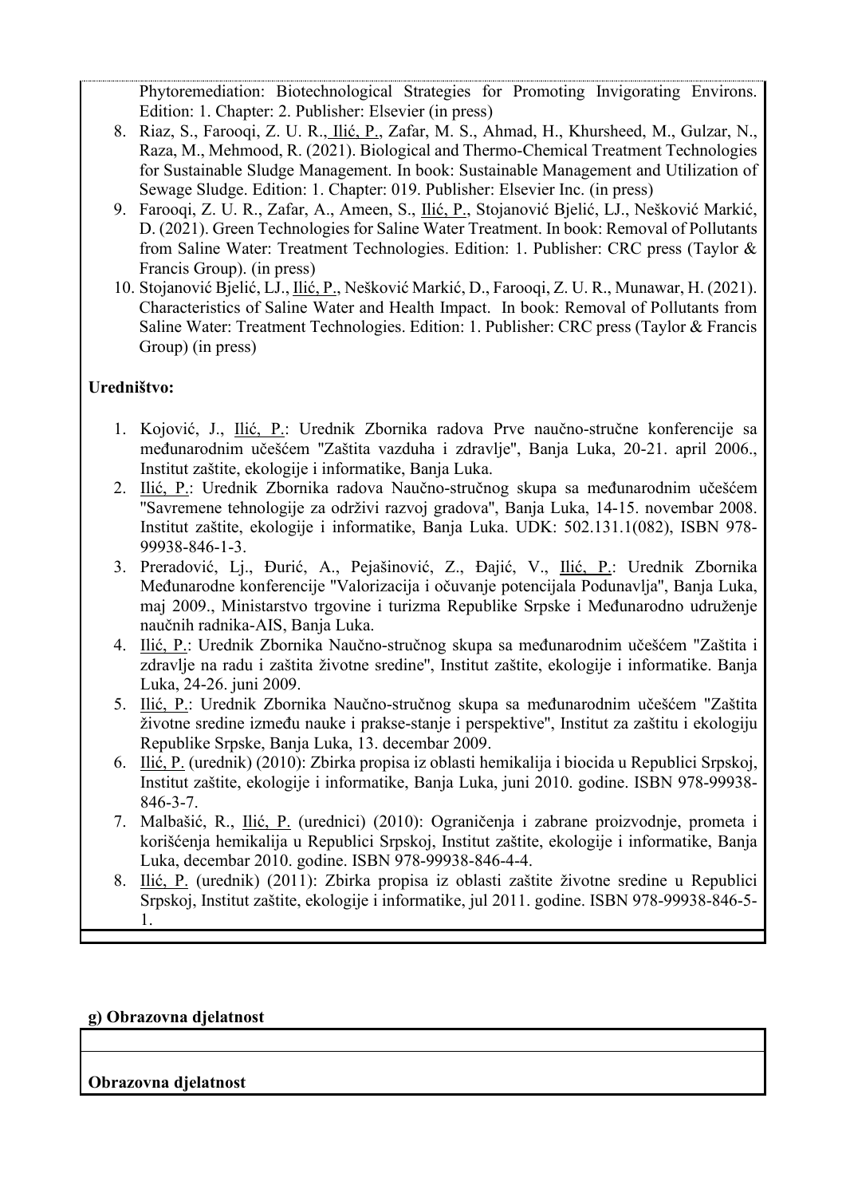Phytoremediation: Biotechnological Strategies for Promoting Invigorating Environs. Edition: 1. Chapter: 2. Publisher: Elsevier (in press)

8. Riaz, S., Farooqi, Z. U. R., Ilić, P., Zafar, M. S., Ahmad, H., Khursheed, M., Gulzar, N., Raza, M., Mehmood, R. (2021). Biological and Thermo-Chemical Treatment Technologies for Sustainable Sludge Management. In book: Sustainable Management and Utilization of Sewage Sludge. Edition: 1. Chapter: 019. Publisher: Elsevier Inc. (in press)
9. Farooqi, Z. U. R., Zafar, A., Ameen, S., Ilić, P., Stojanović Bjelić, LJ., Nešković Markić, D. (2021). Green Technologies for Saline Water Treatment. In book: Removal of Pollutants from Saline Water: Treatment Technologies. Edition: 1. Publisher: CRC press (Taylor & Francis Group). (in press)
10. Stojanović Bjelić, LJ., Ilić, P., Nešković Markić, D., Farooqi, Z. U. R., Munawar, H. (2021). Characteristics of Saline Water and Health Impact. In book: Removal of Pollutants from Saline Water: Treatment Technologies. Edition: 1. Publisher: CRC press (Taylor & Francis Group) (in press)

**Uredništvo:**

1. Kojović, J., Ilić, P.: Urednik Zbornika radova Prve naučno-stručne konferencije sa međunarodnim učešćem "Zaštita vazduha i zdravlje", Banja Luka, 20-21. april 2006., Institut zaštite, ekologije i informatike, Banja Luka.
2. Ilić, P.: Urednik Zbornika radova Naučno-stručnog skupa sa međunarodnim učešćem "Savremene tehnologije za održivi razvoj gradova", Banja Luka, 14-15. novembar 2008. Institut zaštite, ekologije i informatike, Banja Luka. UDK: 502.131.1(082), ISBN 978-99938-846-1-3.
3. Preradović, Lj., Đurić, A., Pejašinović, Z., Đajić, V., Ilić, P.: Urednik Zbornika Međunarodne konferencije "Valorizacija i očuvanje potencijala Podunavlja", Banja Luka, maj 2009., Ministarstvo trgovine i turizma Republike Srpske i Međunarodno udruženje naučnih radnika-AIS, Banja Luka.
4. Ilić, P.: Urednik Zbornika Naučno-stručnog skupa sa međunarodnim učešćem "Zaštita i zdravlje na radu i zaštita životne sredine", Institut zaštite, ekologije i informatike. Banja Luka, 24-26. juni 2009.
5. Ilić, P.: Urednik Zbornika Naučno-stručnog skupa sa međunarodnim učešćem "Zaštita životne sredine između nauke i prakse-stanje i perspektive", Institut za zaštitu i ekologiju Republike Srpske, Banja Luka, 13. decembar 2009.
6. Ilić, P. (urednik) (2010): Zbirka propisa iz oblasti hemikalija i biocida u Republici Srpskoj, Institut zaštite, ekologije i informatike, Banja Luka, juni 2010. godine. ISBN 978-99938-846-3-7.
7. Malbašić, R., Ilić, P. (urednici) (2010): Ograničenja i zabrane proizvodnje, prometa i korišćenja hemikalija u Republici Srpskoj, Institut zaštite, ekologije i informatike, Banja Luka, decembar 2010. godine. ISBN 978-99938-846-4-4.
8. Ilić, P. (urednik) (2011): Zbirka propisa iz oblasti zaštite životne sredine u Republici Srpskoj, Institut zaštite, ekologije i informatike, jul 2011. godine. ISBN 978-99938-846-5-1.

**g) Obrazovna djelatnost**

**Obrazovna djelatnost**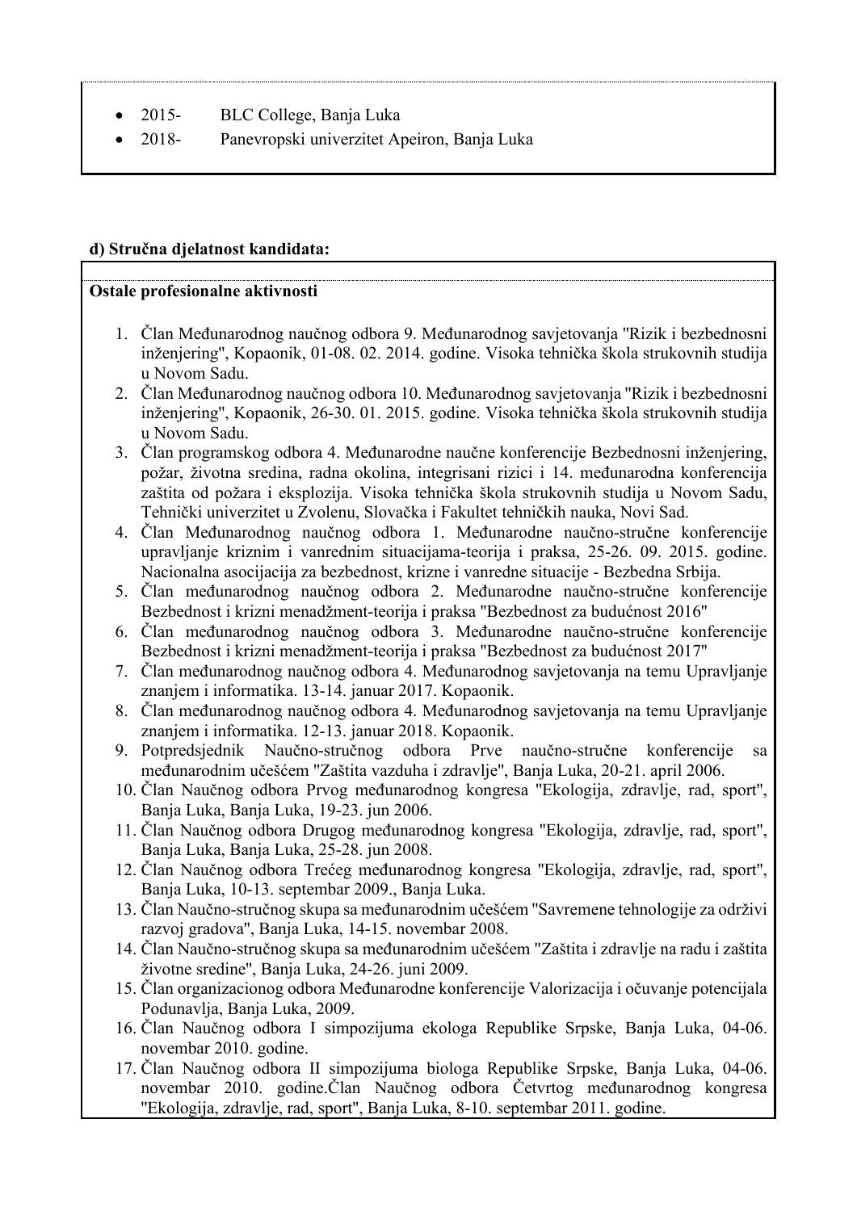- 2015- BLC College, Banja Luka
- 2018- Panevropski univerzitet Apeiron, Banja Luka

**d) Stručna djelatnost kandidata:**

**Ostale profesionalne aktivnosti**

1. Član Međunarodnog naučnog odbora 9. Međunarodnog savjetovanja "Rizik i bezbednosni inženjering", Kopaonik, 01-08. 02. 2014. godine. Visoka tehnička škola strukovnih studija u Novom Sadu.
2. Član Međunarodnog naučnog odbora 10. Međunarodnog savjetovanja "Rizik i bezbednosni inženjering", Kopaonik, 26-30. 01. 2015. godine. Visoka tehnička škola strukovnih studija u Novom Sadu.
3. Član programskog odbora 4. Međunarodne naučne konferencije Bezbednosni inženjering, požar, životna sredina, radna okolina, integrisani rizici i 14. međunarodna konferencija zaštita od požara i eksplozija. Visoka tehnička škola strukovnih studija u Novom Sadu, Tehnički univerzitet u Zvolenu, Slovačka i Fakultet tehničkih nauka, Novi Sad.
4. Član Međunarodnog naučnog odbora 1. Međunarodne naučno-stručne konferencije upravljanje kriznim i vanrednim situacijama-teorija i praksa, 25-26. 09. 2015. godine. Nacionalna asocijacija za bezbednost, krizne i vanredne situacije - Bezbedna Srbija.
5. Član međunarodnog naučnog odbora 2. Međunarodne naučno-stručne konferencije Bezbednost i krizni menadžment-teorija i praksa "Bezbednost za budućnost 2016"
6. Član međunarodnog naučnog odbora 3. Međunarodne naučno-stručne konferencije Bezbednost i krizni menadžment-teorija i praksa "Bezbednost za budućnost 2017"
7. Član međunarodnog naučnog odbora 4. Međunarodnog savjetovanja na temu Upravljanje znanjem i informatika. 13-14. januar 2017. Kopaonik.
8. Član međunarodnog naučnog odbora 4. Međunarodnog savjetovanja na temu Upravljanje znanjem i informatika. 12-13. januar 2018. Kopaonik.
9. Potpredsjednik Naučno-stručnog odbora Prve naučno-stručne konferencije sa međunarodnim učešćem "Zaštita vazduha i zdravlje", Banja Luka, 20-21. april 2006.
10. Član Naučnog odbora Prvog međunarodnog kongresa "Ekologija, zdravlje, rad, sport", Banja Luka, Banja Luka, 19-23. jun 2006.
11. Član Naučnog odbora Drugog međunarodnog kongresa "Ekologija, zdravlje, rad, sport", Banja Luka, Banja Luka, 25-28. jun 2008.
12. Član Naučnog odbora Trećeg međunarodnog kongresa "Ekologija, zdravlje, rad, sport", Banja Luka, 10-13. septembar 2009., Banja Luka.
13. Član Naučno-stručnog skupa sa međunarodnim učešćem "Savremene tehnologije za održivi razvoj gradova", Banja Luka, 14-15. novembar 2008.
14. Član Naučno-stručnog skupa sa međunarodnim učešćem "Zaštita i zdravlje na radu i zaštita životne sredine", Banja Luka, 24-26. juni 2009.
15. Član organizacionog odbora Međunarodne konferencije Valorizacija i očuvanje potencijala Podunavlja, Banja Luka, 2009.
16. Član Naučnog odbora I simpozijuma ekologa Republike Srpske, Banja Luka, 04-06. novembar 2010. godine.
17. Član Naučnog odbora II simpozijuma biologa Republike Srpske, Banja Luka, 04-06. novembar 2010. godine.Član Naučnog odbora Četvrtog međunarodnog kongresa "Ekologija, zdravlje, rad, sport", Banja Luka, 8-10. septembar 2011. godine.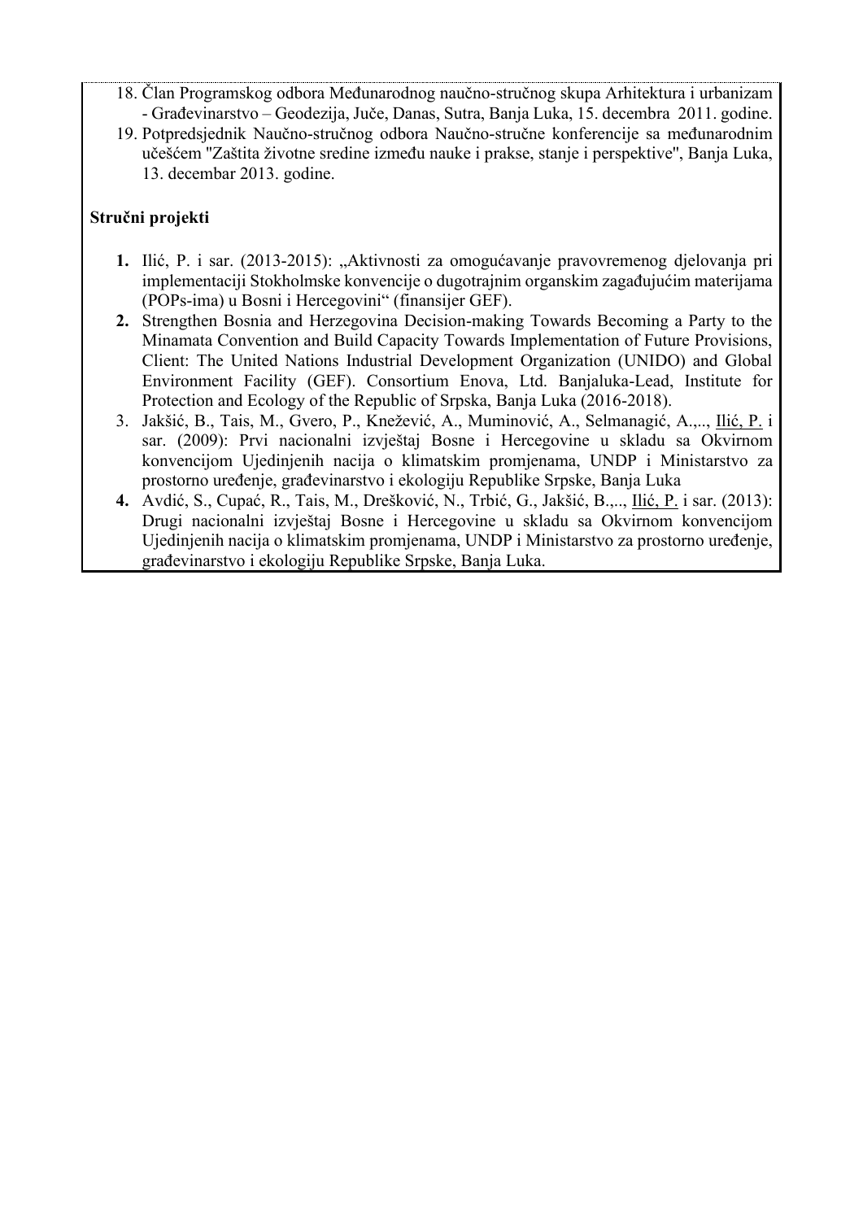18. Član Programskog odbora Međunarodnog naučno-stručnog skupa Arhitektura i urbanizam - Građevinarstvo – Geodezija, Juče, Danas, Sutra, Banja Luka, 15. decembra 2011. godine.
19. Potpredsjednik Naučno-stručnog odbora Naučno-stručne konferencije sa međunarodnim učešćem "Zaštita životne sredine između nauke i prakse, stanje i perspektive", Banja Luka, 13. decembar 2013. godine.

**Stručni projekti**

1. Ilić, P. i sar. (2013-2015): „Aktivnosti za omogućavanje pravovremenog djelovanja pri implementaciji Stokholmske konvencije o dugotrajnim organskim zagađujućim materijama (POPs-ima) u Bosni i Hercegovini“ (finansijer GEF).
2. Strengthen Bosnia and Herzegovina Decision-making Towards Becoming a Party to the Minamata Convention and Build Capacity Towards Implementation of Future Provisions, Client: The United Nations Industrial Development Organization (UNIDO) and Global Environment Facility (GEF). Consortium Enova, Ltd. Banjaluka-Lead, Institute for Protection and Ecology of the Republic of Srpska, Banja Luka (2016-2018).
3. Jakšić, B., Tais, M., Gvero, P., Knežević, A., Muminović, A., Selmanagić, A.,.., Ilić, P. i sar. (2009): Prvi nacionalni izvještaj Bosne i Hercegovine u skladu sa Okvirnom konvencijom Ujedinjenih nacija o klimatskim promjenama, UNDP i Ministarstvo za prostorno uređenje, građevinarstvo i ekologiju Republike Srpske, Banja Luka
4. Avdić, S., Cupać, R., Tais, M., Drešković, N., Trbić, G., Jakšić, B.,.., Ilić, P. i sar. (2013): Drugi nacionalni izvještaj Bosne i Hercegovine u skladu sa Okvirnom konvencijom Ujedinjenih nacija o klimatskim promjenama, UNDP i Ministarstvo za prostorno uređenje, građevinarstvo i ekologiju Republike Srpske, Banja Luka.